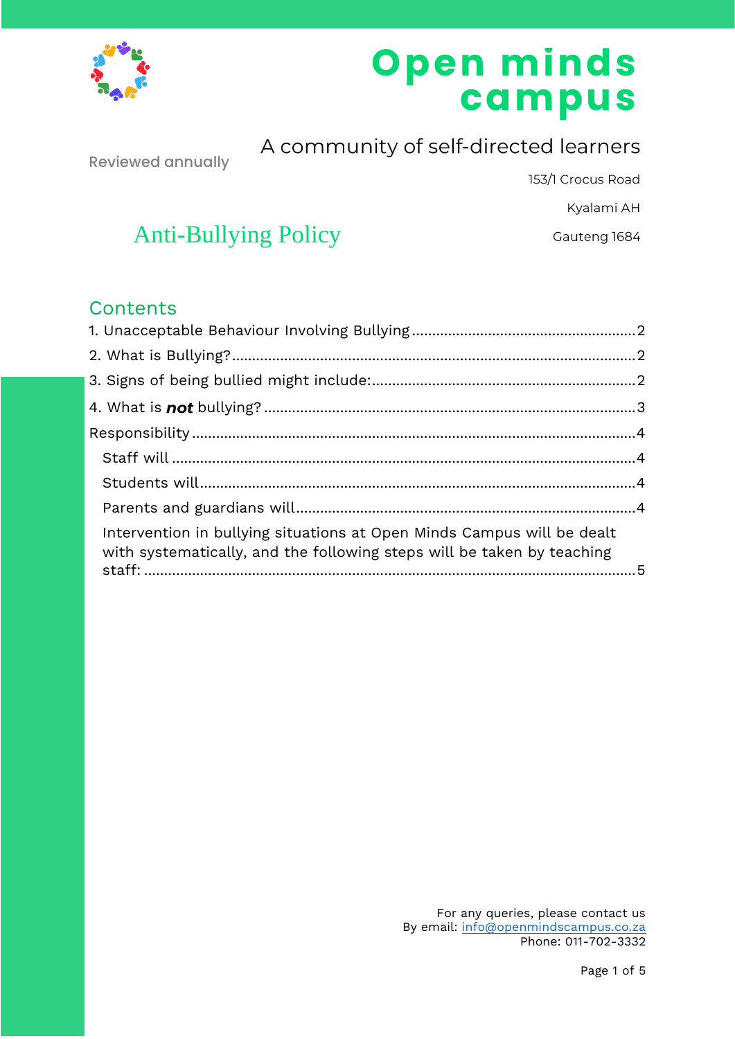# Open minds campus

A community of self-directed learners

Reviewed annually

153/1 Crocus Road

Kyalami AH

Gauteng 1684

# Anti-Bullying Policy

## Contents

1. Unacceptable Behaviour Involving Bullying ........ 2
2. What is Bullying? ........ 2
3. Signs of being bullied might include: ........ 2
4. What is ***not*** bullying? ........ 3

Responsibility ........ 4

- Staff will ........ 4
- Students will ........ 4
- Parents and guardians will ........ 4
- Intervention in bullying situations at Open Minds Campus will be dealt with systematically, and the following steps will be taken by teaching staff: ........ 5

For any queries, please contact us
By email: info@openmindscampus.co.za
Phone: 011-702-3332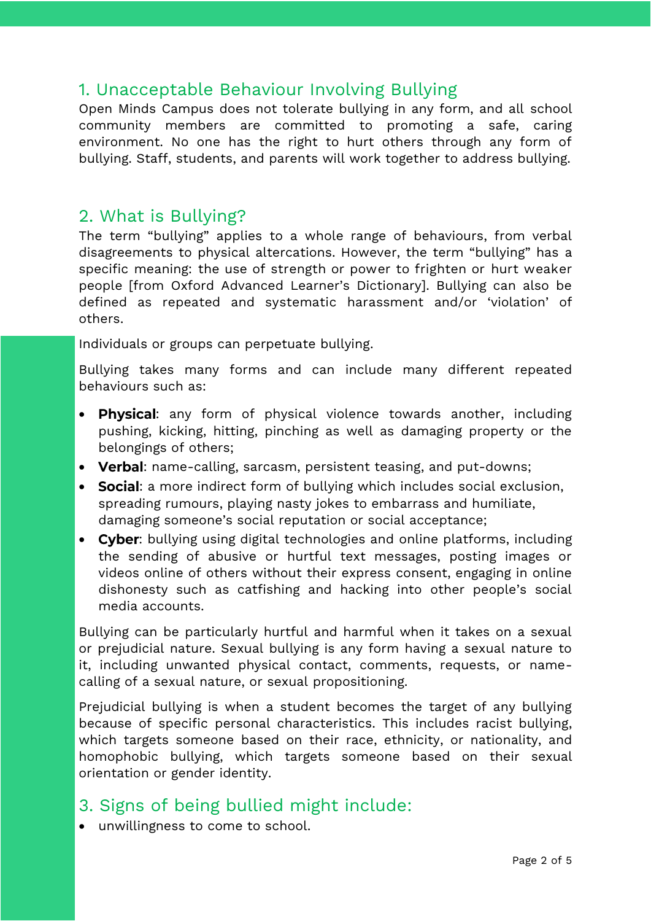## 1. Unacceptable Behaviour Involving Bullying

Open Minds Campus does not tolerate bullying in any form, and all school community members are committed to promoting a safe, caring environment. No one has the right to hurt others through any form of bullying. Staff, students, and parents will work together to address bullying.

## 2. What is Bullying?

The term "bullying" applies to a whole range of behaviours, from verbal disagreements to physical altercations. However, the term "bullying" has a specific meaning: the use of strength or power to frighten or hurt weaker people [from Oxford Advanced Learner's Dictionary]. Bullying can also be defined as repeated and systematic harassment and/or 'violation' of others.

Individuals or groups can perpetuate bullying.

Bullying takes many forms and can include many different repeated behaviours such as:

- **Physical**: any form of physical violence towards another, including pushing, kicking, hitting, pinching as well as damaging property or the belongings of others;
- **Verbal**: name-calling, sarcasm, persistent teasing, and put-downs;
- **Social**: a more indirect form of bullying which includes social exclusion, spreading rumours, playing nasty jokes to embarrass and humiliate, damaging someone's social reputation or social acceptance;
- **Cyber**: bullying using digital technologies and online platforms, including the sending of abusive or hurtful text messages, posting images or videos online of others without their express consent, engaging in online dishonesty such as catfishing and hacking into other people's social media accounts.

Bullying can be particularly hurtful and harmful when it takes on a sexual or prejudicial nature. Sexual bullying is any form having a sexual nature to it, including unwanted physical contact, comments, requests, or name-calling of a sexual nature, or sexual propositioning.

Prejudicial bullying is when a student becomes the target of any bullying because of specific personal characteristics. This includes racist bullying, which targets someone based on their race, ethnicity, or nationality, and homophobic bullying, which targets someone based on their sexual orientation or gender identity.

## 3. Signs of being bullied might include:

- unwillingness to come to school.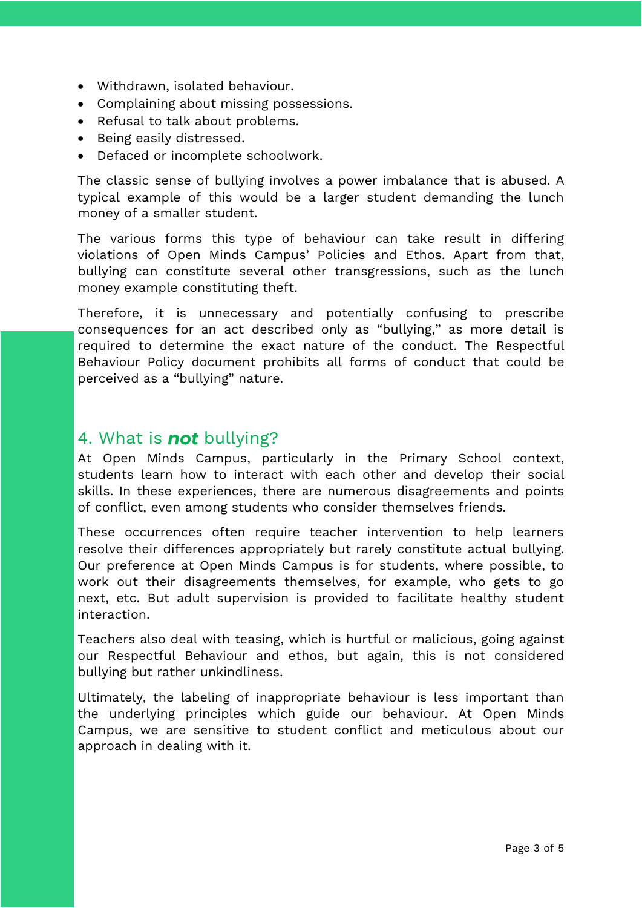- Withdrawn, isolated behaviour.
- Complaining about missing possessions.
- Refusal to talk about problems.
- Being easily distressed.
- Defaced or incomplete schoolwork.

The classic sense of bullying involves a power imbalance that is abused. A typical example of this would be a larger student demanding the lunch money of a smaller student.

The various forms this type of behaviour can take result in differing violations of Open Minds Campus' Policies and Ethos. Apart from that, bullying can constitute several other transgressions, such as the lunch money example constituting theft.

Therefore, it is unnecessary and potentially confusing to prescribe consequences for an act described only as "bullying," as more detail is required to determine the exact nature of the conduct. The Respectful Behaviour Policy document prohibits all forms of conduct that could be perceived as a "bullying" nature.

## 4. What is ***not*** bullying?

At Open Minds Campus, particularly in the Primary School context, students learn how to interact with each other and develop their social skills. In these experiences, there are numerous disagreements and points of conflict, even among students who consider themselves friends.

These occurrences often require teacher intervention to help learners resolve their differences appropriately but rarely constitute actual bullying. Our preference at Open Minds Campus is for students, where possible, to work out their disagreements themselves, for example, who gets to go next, etc. But adult supervision is provided to facilitate healthy student interaction.

Teachers also deal with teasing, which is hurtful or malicious, going against our Respectful Behaviour and ethos, but again, this is not considered bullying but rather unkindliness.

Ultimately, the labeling of inappropriate behaviour is less important than the underlying principles which guide our behaviour. At Open Minds Campus, we are sensitive to student conflict and meticulous about our approach in dealing with it.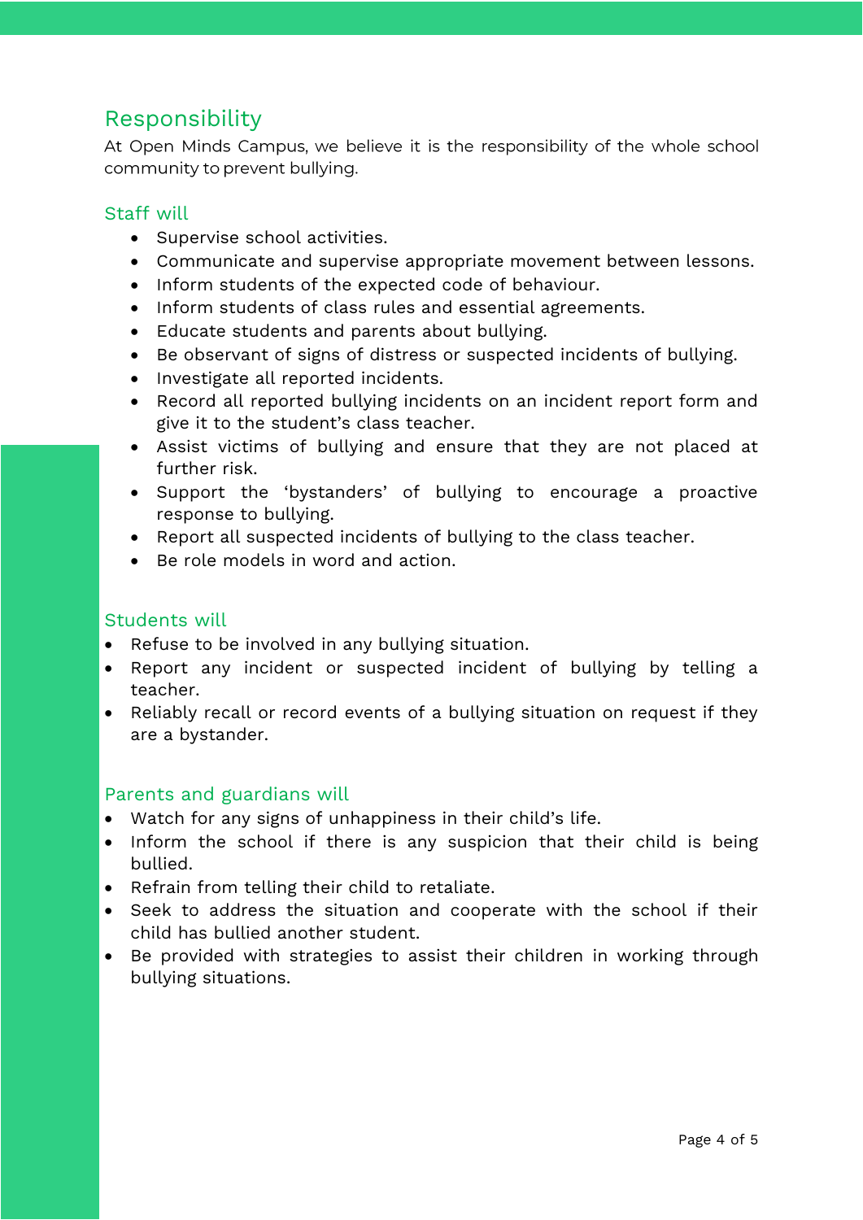## Responsibility

At Open Minds Campus, we believe it is the responsibility of the whole school community to prevent bullying.

### Staff will

- Supervise school activities.
- Communicate and supervise appropriate movement between lessons.
- Inform students of the expected code of behaviour.
- Inform students of class rules and essential agreements.
- Educate students and parents about bullying.
- Be observant of signs of distress or suspected incidents of bullying.
- Investigate all reported incidents.
- Record all reported bullying incidents on an incident report form and give it to the student's class teacher.
- Assist victims of bullying and ensure that they are not placed at further risk.
- Support the 'bystanders' of bullying to encourage a proactive response to bullying.
- Report all suspected incidents of bullying to the class teacher.
- Be role models in word and action.

### Students will

- Refuse to be involved in any bullying situation.
- Report any incident or suspected incident of bullying by telling a teacher.
- Reliably recall or record events of a bullying situation on request if they are a bystander.

### Parents and guardians will

- Watch for any signs of unhappiness in their child's life.
- Inform the school if there is any suspicion that their child is being bullied.
- Refrain from telling their child to retaliate.
- Seek to address the situation and cooperate with the school if their child has bullied another student.
- Be provided with strategies to assist their children in working through bullying situations.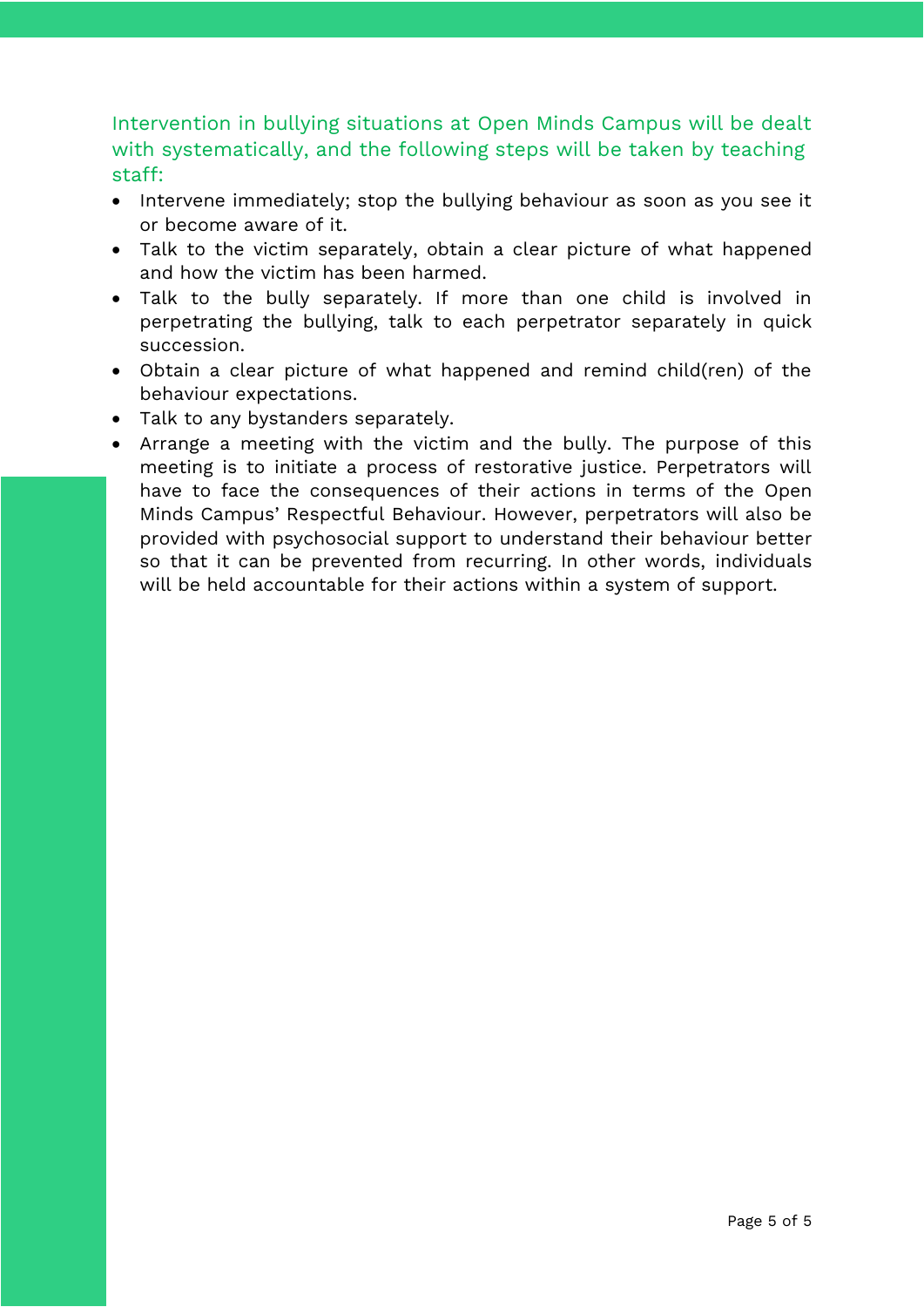Intervention in bullying situations at Open Minds Campus will be dealt with systematically, and the following steps will be taken by teaching staff:

- Intervene immediately; stop the bullying behaviour as soon as you see it or become aware of it.
- Talk to the victim separately, obtain a clear picture of what happened and how the victim has been harmed.
- Talk to the bully separately. If more than one child is involved in perpetrating the bullying, talk to each perpetrator separately in quick succession.
- Obtain a clear picture of what happened and remind child(ren) of the behaviour expectations.
- Talk to any bystanders separately.
- Arrange a meeting with the victim and the bully. The purpose of this meeting is to initiate a process of restorative justice. Perpetrators will have to face the consequences of their actions in terms of the Open Minds Campus' Respectful Behaviour. However, perpetrators will also be provided with psychosocial support to understand their behaviour better so that it can be prevented from recurring. In other words, individuals will be held accountable for their actions within a system of support.